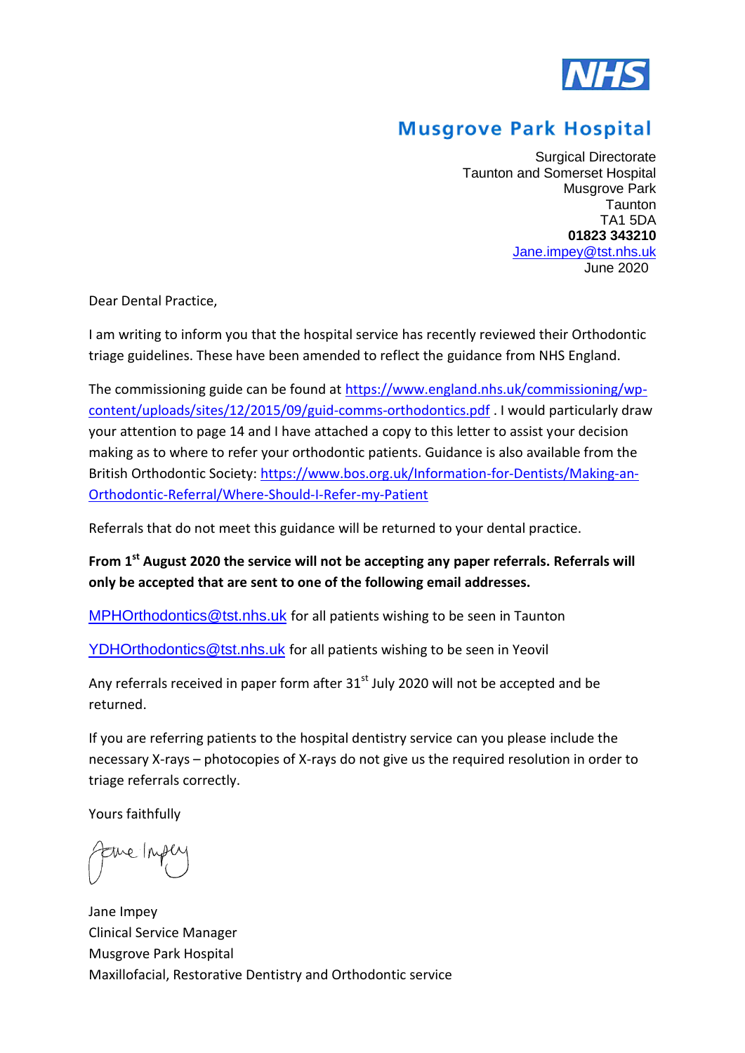NHS

**Musgrove Park Hospital**

Surgical Directorate
Taunton and Somerset Hospital
Musgrove Park
Taunton
TA1 5DA
**01823 343210**
Jane.impey@tst.nhs.uk
June 2020

Dear Dental Practice,

I am writing to inform you that the hospital service has recently reviewed their Orthodontic triage guidelines. These have been amended to reflect the guidance from NHS England.

The commissioning guide can be found at https://www.england.nhs.uk/commissioning/wp-content/uploads/sites/12/2015/09/guid-comms-orthodontics.pdf . I would particularly draw your attention to page 14 and I have attached a copy to this letter to assist your decision making as to where to refer your orthodontic patients. Guidance is also available from the British Orthodontic Society: https://www.bos.org.uk/Information-for-Dentists/Making-an-Orthodontic-Referral/Where-Should-I-Refer-my-Patient

Referrals that do not meet this guidance will be returned to your dental practice.

**From 1st August 2020 the service will not be accepting any paper referrals. Referrals will only be accepted that are sent to one of the following email addresses.**

MPHOrthodontics@tst.nhs.uk for all patients wishing to be seen in Taunton

YDHOrthodontics@tst.nhs.uk for all patients wishing to be seen in Yeovil

Any referrals received in paper form after 31st July 2020 will not be accepted and be returned.

If you are referring patients to the hospital dentistry service can you please include the necessary X-rays – photocopies of X-rays do not give us the required resolution in order to triage referrals correctly.

Yours faithfully

Jane Impey

Jane Impey
Clinical Service Manager
Musgrove Park Hospital
Maxillofacial, Restorative Dentistry and Orthodontic service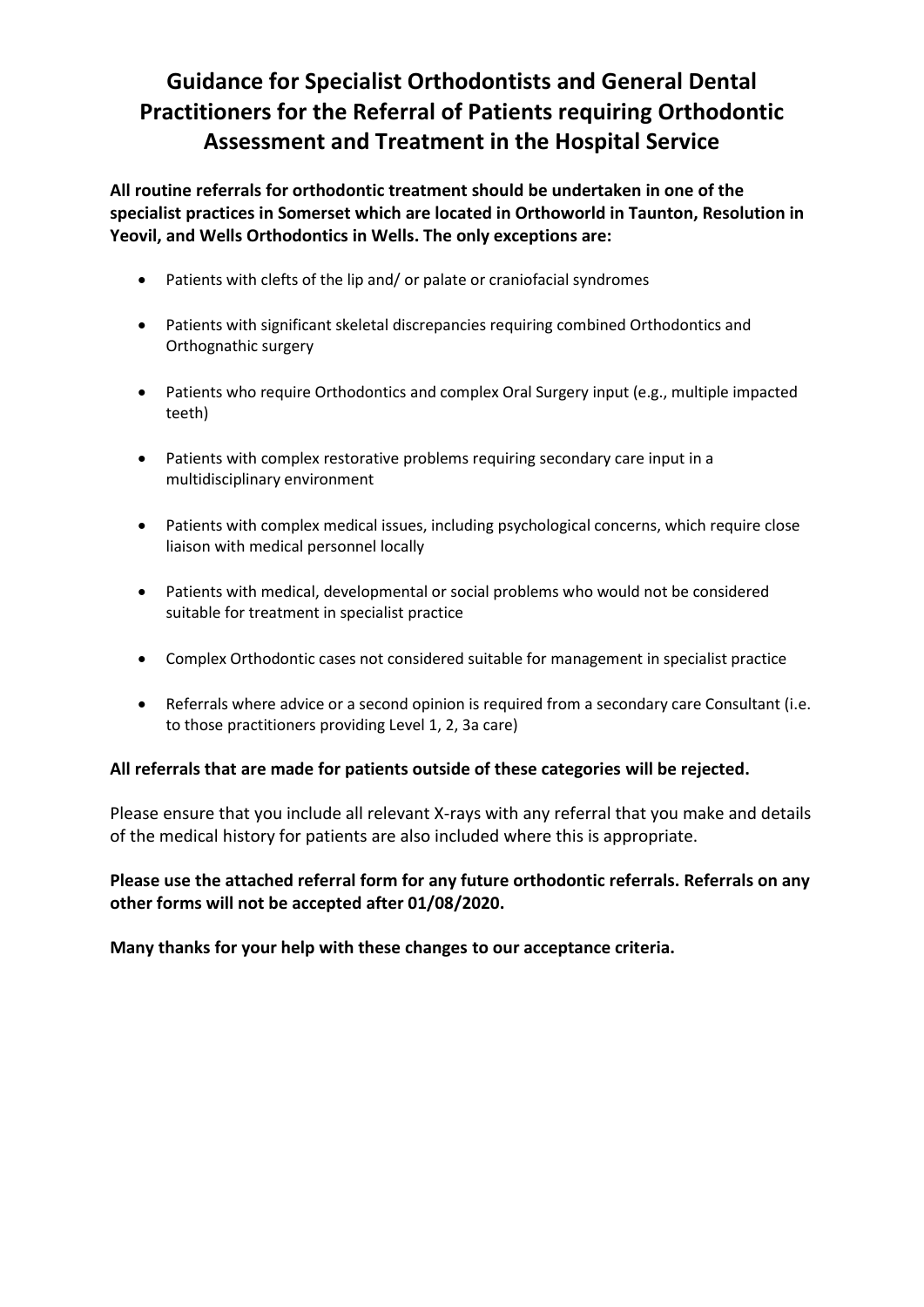# Guidance for Specialist Orthodontists and General Dental Practitioners for the Referral of Patients requiring Orthodontic Assessment and Treatment in the Hospital Service

**All routine referrals for orthodontic treatment should be undertaken in one of the specialist practices in Somerset which are located in Orthoworld in Taunton, Resolution in Yeovil, and Wells Orthodontics in Wells. The only exceptions are:**

- Patients with clefts of the lip and/ or palate or craniofacial syndromes
- Patients with significant skeletal discrepancies requiring combined Orthodontics and Orthognathic surgery
- Patients who require Orthodontics and complex Oral Surgery input (e.g., multiple impacted teeth)
- Patients with complex restorative problems requiring secondary care input in a multidisciplinary environment
- Patients with complex medical issues, including psychological concerns, which require close liaison with medical personnel locally
- Patients with medical, developmental or social problems who would not be considered suitable for treatment in specialist practice
- Complex Orthodontic cases not considered suitable for management in specialist practice
- Referrals where advice or a second opinion is required from a secondary care Consultant (i.e. to those practitioners providing Level 1, 2, 3a care)

**All referrals that are made for patients outside of these categories will be rejected.**

Please ensure that you include all relevant X-rays with any referral that you make and details of the medical history for patients are also included where this is appropriate.

**Please use the attached referral form for any future orthodontic referrals. Referrals on any other forms will not be accepted after 01/08/2020.**

**Many thanks for your help with these changes to our acceptance criteria.**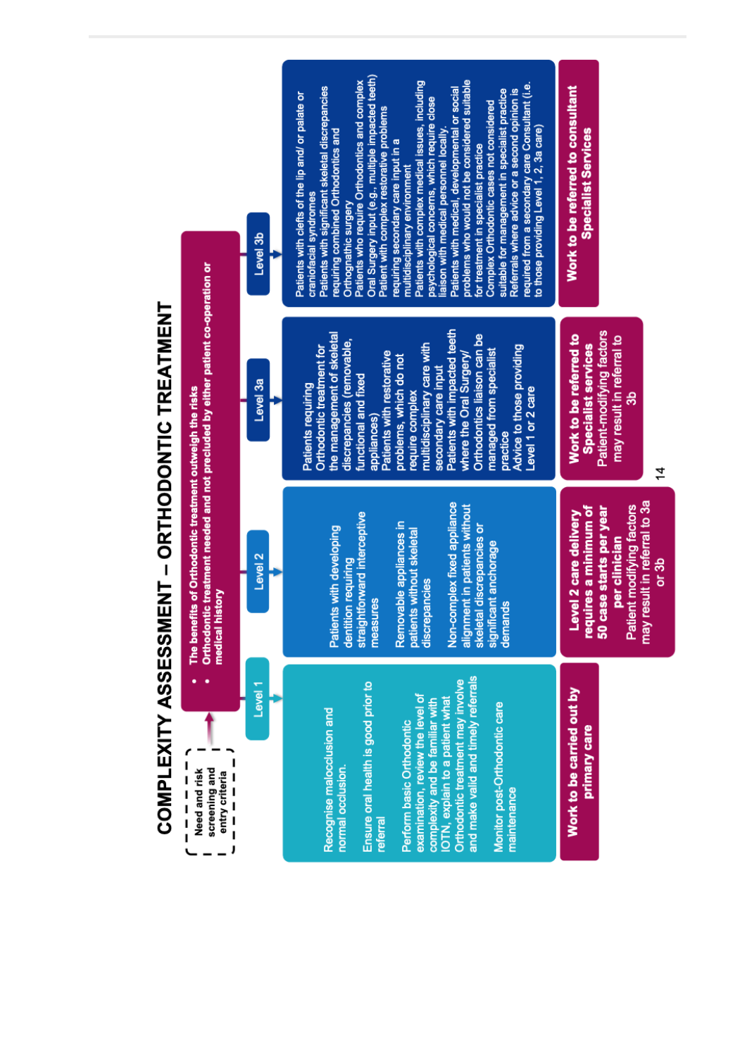# COMPLEXITY ASSESSMENT – ORTHODONTIC TREATMENT

Need and risk screening and entry criteria

- The benefits of Orthodontic treatment outweigh the risks
- Orthodontic treatment needed and not precluded by either patient co-operation or medical history

## Level 1

Recognise malocclusion and normal occlusion.

Ensure oral health is good prior to referral

Perform basic Orthodontic examination, review the level of complexity and be familiar with IOTN, explain to a patient what Orthodontic treatment may involve and make valid and timely referrals

Monitor post-Orthodontic care maintenance

**Work to be carried out by primary care**

## Level 2

Patients with developing dentition requiring straightforward interceptive measures

Removable appliances in patients without skeletal discrepancies

Non-complex fixed appliance alignment in patients without skeletal discrepancies or significant anchorage demands

**Level 2 care delivery requires a minimum of 50 case starts per year per clinician**

Patient modifying factors may result in referral to 3a or 3b

## Level 3a

Patients requiring Orthodontic treatment for the management of skeletal discrepancies (removable, functional and fixed appliances)

Patients with restorative problems, which do not require complex multidisciplinary care with secondary care input

Patients with impacted teeth where the Oral Surgery/ Orthodontics liaison can be managed from specialist practice

Advice to those providing Level 1 or 2 care

**Work to be referred to Specialist services**

Patient-modifying factors may result in referral to 3b

## Level 3b

Patients with clefts of the lip and/ or palate or craniofacial syndromes

Patients with significant skeletal discrepancies requiring combined Orthodontics and Orthognathic surgery

Patients who require Orthodontics and complex Oral Surgery input (e.g., multiple impacted teeth)

Patient with complex restorative problems requiring secondary care input in a multidisciplinary environment

Patients with complex medical issues, including psychological concerns, which require close liaison with medical personnel locally.

Patients with medical, developmental or social problems who would not be considered suitable for treatment in specialist practice

Complex Orthodontic cases not considered suitable for management in specialist practice

Referrals where advice or a second opinion is required from a secondary care Consultant (i.e. to those providing Level 1, 2, 3a care)

**Work to be referred to consultant Specialist Services**